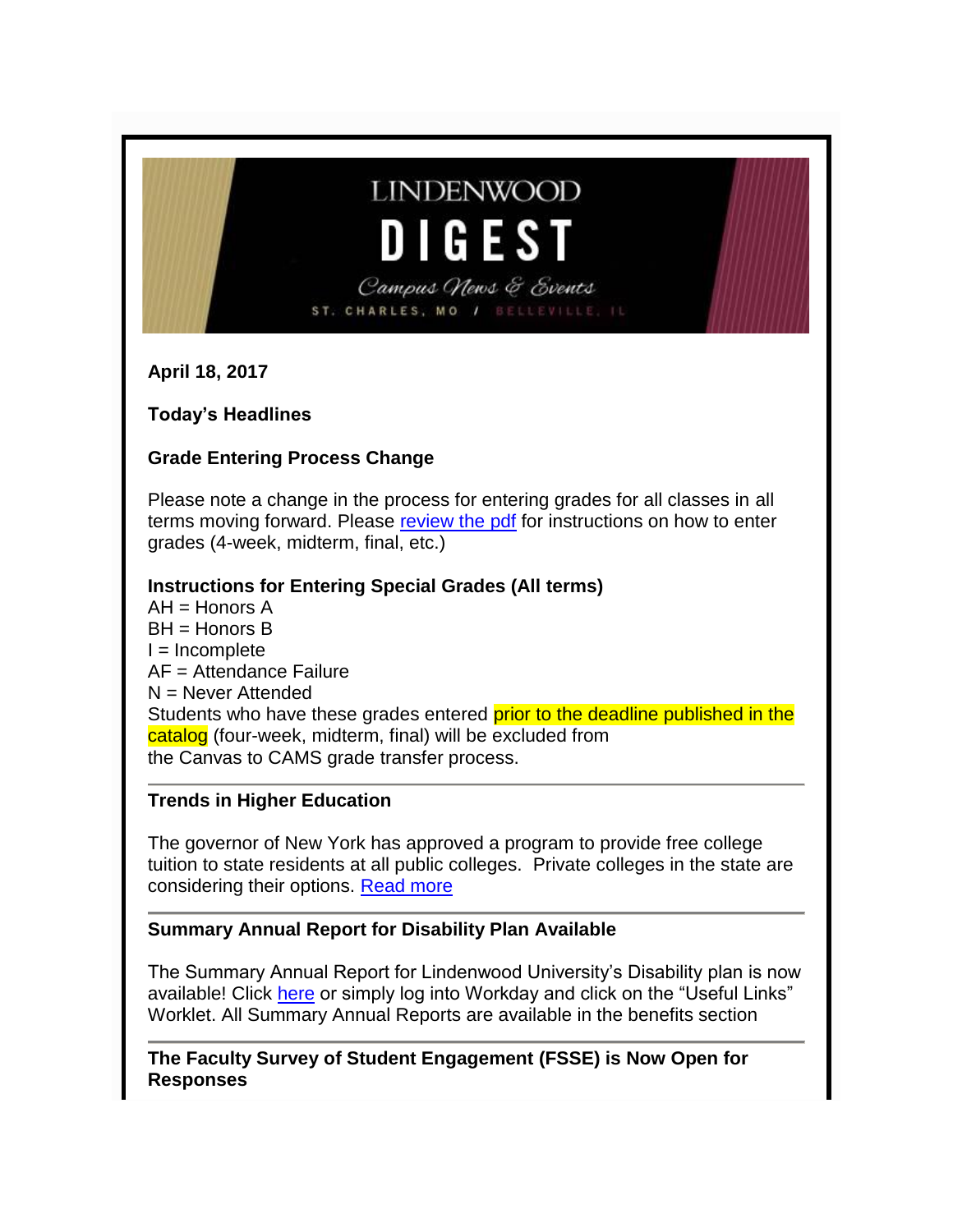LINDENWOOD

# DIGEST

Campus News & Events

ST. CHARLES, MO / BELLEVILLE, IL

**April 18, 2017**

**Today's Headlines**

## Grade Entering Process Change

Please note a change in the process for entering grades for all classes in all terms moving forward. Please review the pdf for instructions on how to enter grades (4-week, midterm, final, etc.)

**Instructions for Entering Special Grades (All terms)**
AH = Honors A
BH = Honors B
I = Incomplete
AF = Attendance Failure
N = Never Attended
Students who have these grades entered prior to the deadline published in the catalog (four-week, midterm, final) will be excluded from the Canvas to CAMS grade transfer process.

---

## Trends in Higher Education

The governor of New York has approved a program to provide free college tuition to state residents at all public colleges. Private colleges in the state are considering their options. Read more

---

## Summary Annual Report for Disability Plan Available

The Summary Annual Report for Lindenwood University's Disability plan is now available! Click here or simply log into Workday and click on the "Useful Links" Worklet. All Summary Annual Reports are available in the benefits section

---

## The Faculty Survey of Student Engagement (FSSE) is Now Open for Responses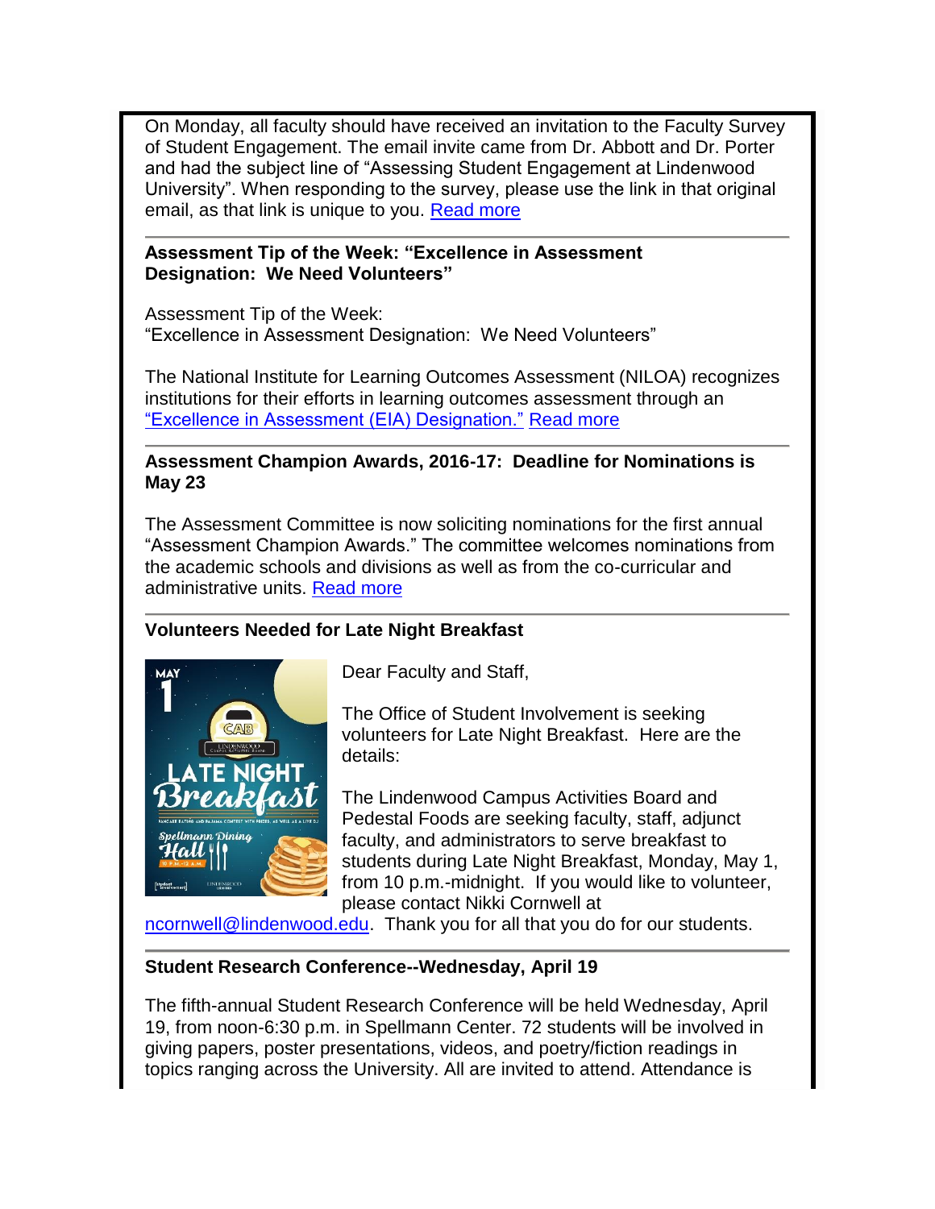On Monday, all faculty should have received an invitation to the Faculty Survey of Student Engagement. The email invite came from Dr. Abbott and Dr. Porter and had the subject line of "Assessing Student Engagement at Lindenwood University". When responding to the survey, please use the link in that original email, as that link is unique to you. Read more

---

**Assessment Tip of the Week: "Excellence in Assessment Designation: We Need Volunteers"**

Assessment Tip of the Week:
"Excellence in Assessment Designation: We Need Volunteers"

The National Institute for Learning Outcomes Assessment (NILOA) recognizes institutions for their efforts in learning outcomes assessment through an "Excellence in Assessment (EIA) Designation." Read more

---

**Assessment Champion Awards, 2016-17: Deadline for Nominations is May 23**

The Assessment Committee is now soliciting nominations for the first annual "Assessment Champion Awards." The committee welcomes nominations from the academic schools and divisions as well as from the co-curricular and administrative units. Read more

---

**Volunteers Needed for Late Night Breakfast**

Dear Faculty and Staff,

The Office of Student Involvement is seeking volunteers for Late Night Breakfast. Here are the details:

The Lindenwood Campus Activities Board and Pedestal Foods are seeking faculty, staff, adjunct faculty, and administrators to serve breakfast to students during Late Night Breakfast, Monday, May 1, from 10 p.m.-midnight. If you would like to volunteer, please contact Nikki Cornwell at ncornwell@lindenwood.edu. Thank you for all that you do for our students.

---

**Student Research Conference--Wednesday, April 19**

The fifth-annual Student Research Conference will be held Wednesday, April 19, from noon-6:30 p.m. in Spellmann Center. 72 students will be involved in giving papers, poster presentations, videos, and poetry/fiction readings in topics ranging across the University. All are invited to attend. Attendance is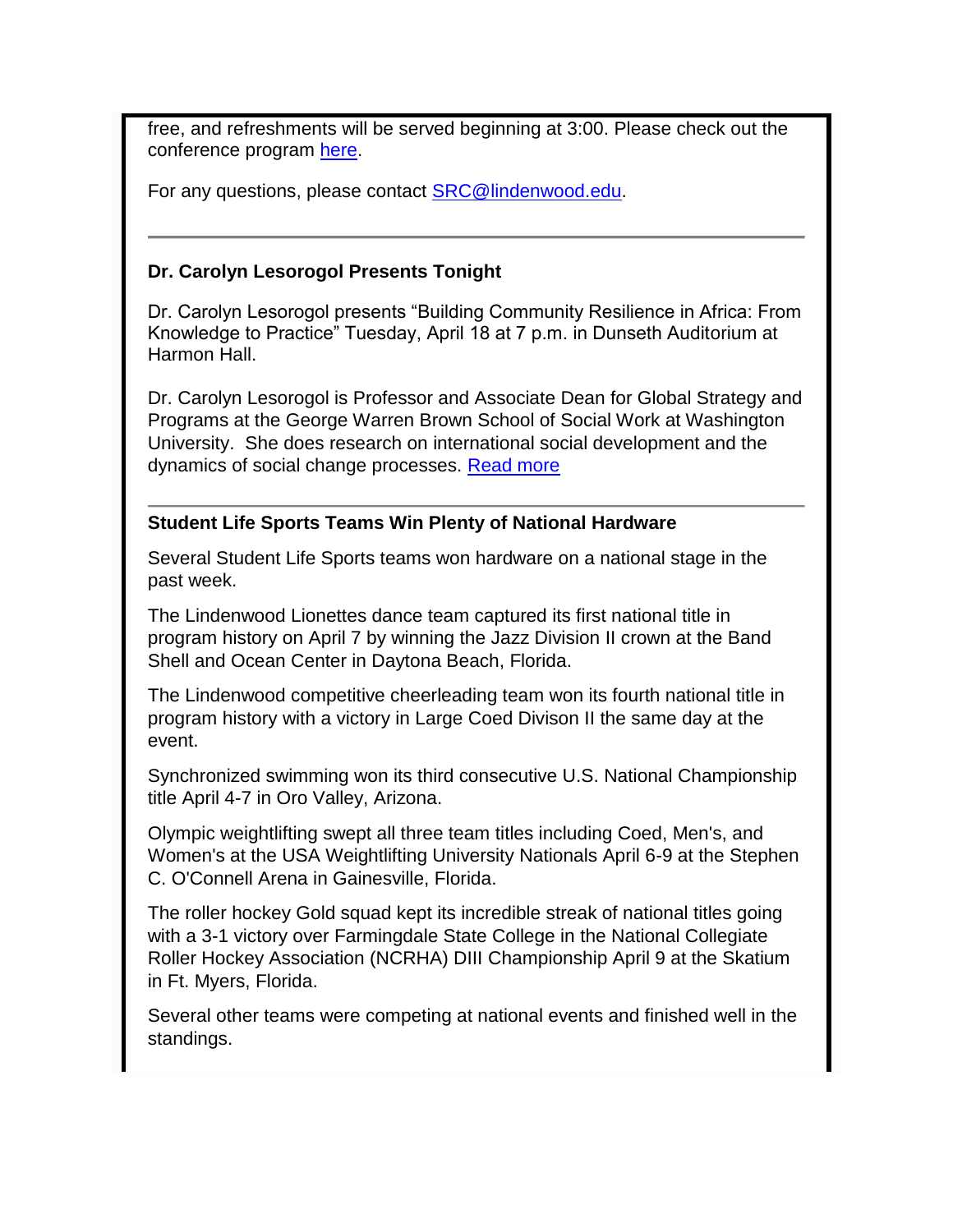free, and refreshments will be served beginning at 3:00. Please check out the conference program here.

For any questions, please contact SRC@lindenwood.edu.

---

**Dr. Carolyn Lesorogol Presents Tonight**

Dr. Carolyn Lesorogol presents "Building Community Resilience in Africa: From Knowledge to Practice" Tuesday, April 18 at 7 p.m. in Dunseth Auditorium at Harmon Hall.

Dr. Carolyn Lesorogol is Professor and Associate Dean for Global Strategy and Programs at the George Warren Brown School of Social Work at Washington University. She does research on international social development and the dynamics of social change processes. Read more

---

**Student Life Sports Teams Win Plenty of National Hardware**

Several Student Life Sports teams won hardware on a national stage in the past week.

The Lindenwood Lionettes dance team captured its first national title in program history on April 7 by winning the Jazz Division II crown at the Band Shell and Ocean Center in Daytona Beach, Florida.

The Lindenwood competitive cheerleading team won its fourth national title in program history with a victory in Large Coed Divison II the same day at the event.

Synchronized swimming won its third consecutive U.S. National Championship title April 4-7 in Oro Valley, Arizona.

Olympic weightlifting swept all three team titles including Coed, Men's, and Women's at the USA Weightlifting University Nationals April 6-9 at the Stephen C. O'Connell Arena in Gainesville, Florida.

The roller hockey Gold squad kept its incredible streak of national titles going with a 3-1 victory over Farmingdale State College in the National Collegiate Roller Hockey Association (NCRHA) DIII Championship April 9 at the Skatium in Ft. Myers, Florida.

Several other teams were competing at national events and finished well in the standings.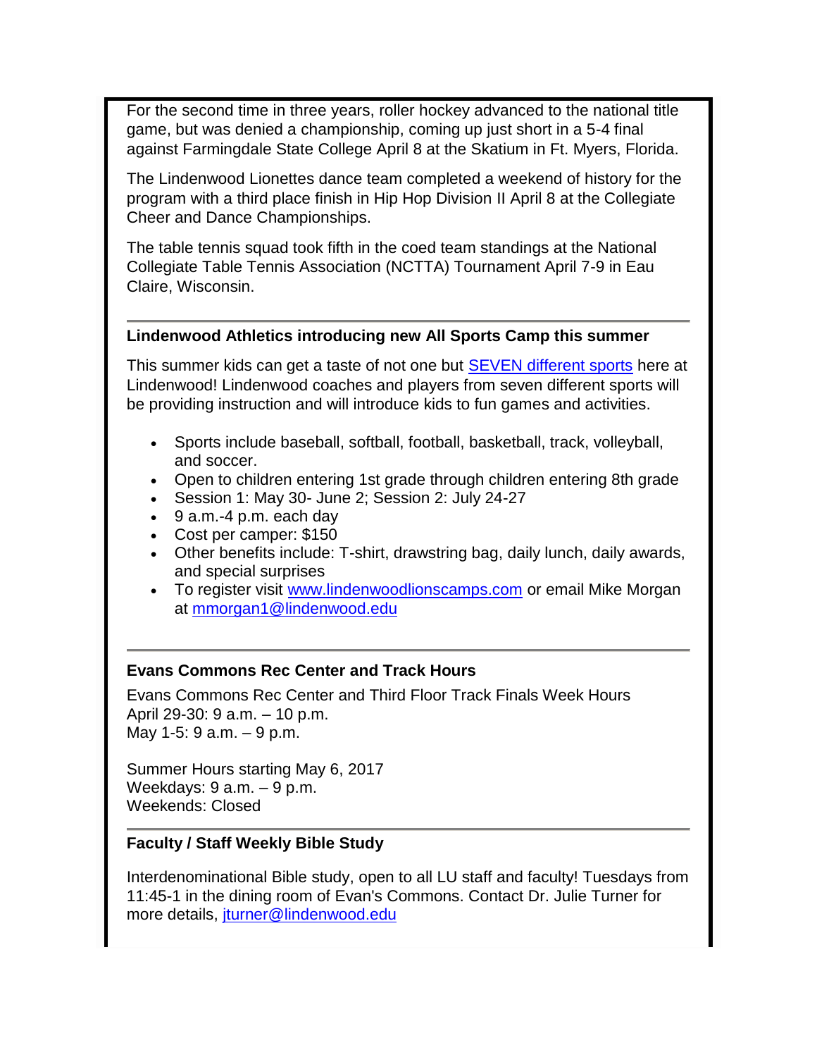For the second time in three years, roller hockey advanced to the national title game, but was denied a championship, coming up just short in a 5-4 final against Farmingdale State College April 8 at the Skatium in Ft. Myers, Florida.

The Lindenwood Lionettes dance team completed a weekend of history for the program with a third place finish in Hip Hop Division II April 8 at the Collegiate Cheer and Dance Championships.

The table tennis squad took fifth in the coed team standings at the National Collegiate Table Tennis Association (NCTTA) Tournament April 7-9 in Eau Claire, Wisconsin.

---

**Lindenwood Athletics introducing new All Sports Camp this summer**

This summer kids can get a taste of not one but SEVEN different sports here at Lindenwood! Lindenwood coaches and players from seven different sports will be providing instruction and will introduce kids to fun games and activities.

- Sports include baseball, softball, football, basketball, track, volleyball, and soccer.
- Open to children entering 1st grade through children entering 8th grade
- Session 1: May 30- June 2; Session 2: July 24-27
- 9 a.m.-4 p.m. each day
- Cost per camper: $150
- Other benefits include: T-shirt, drawstring bag, daily lunch, daily awards, and special surprises
- To register visit www.lindenwoodlionscamps.com or email Mike Morgan at mmorgan1@lindenwood.edu

---

**Evans Commons Rec Center and Track Hours**

Evans Commons Rec Center and Third Floor Track Finals Week Hours
April 29-30: 9 a.m. – 10 p.m.
May 1-5: 9 a.m. – 9 p.m.

Summer Hours starting May 6, 2017
Weekdays: 9 a.m. – 9 p.m.
Weekends: Closed

---

**Faculty / Staff Weekly Bible Study**

Interdenominational Bible study, open to all LU staff and faculty! Tuesdays from 11:45-1 in the dining room of Evan's Commons. Contact Dr. Julie Turner for more details, jturner@lindenwood.edu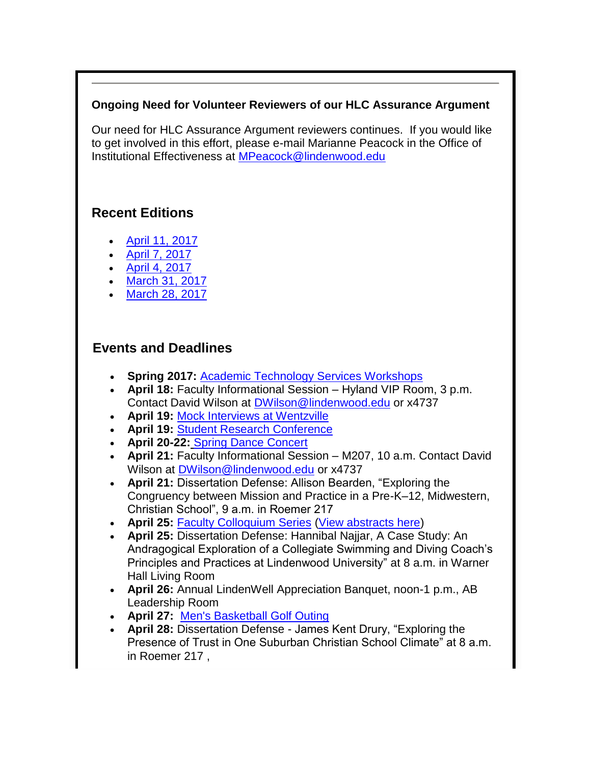---

**Ongoing Need for Volunteer Reviewers of our HLC Assurance Argument**

Our need for HLC Assurance Argument reviewers continues. If you would like to get involved in this effort, please e-mail Marianne Peacock in the Office of Institutional Effectiveness at MPeacock@lindenwood.edu

## Recent Editions

- April 11, 2017
- April 7, 2017
- April 4, 2017
- March 31, 2017
- March 28, 2017

## Events and Deadlines

- **Spring 2017:** Academic Technology Services Workshops
- **April 18:** Faculty Informational Session – Hyland VIP Room, 3 p.m. Contact David Wilson at DWilson@lindenwood.edu or x4737
- **April 19:** Mock Interviews at Wentzville
- **April 19:** Student Research Conference
- **April 20-22:** Spring Dance Concert
- **April 21:** Faculty Informational Session – M207, 10 a.m. Contact David Wilson at DWilson@lindenwood.edu or x4737
- **April 21:** Dissertation Defense: Allison Bearden, "Exploring the Congruency between Mission and Practice in a Pre-K–12, Midwestern, Christian School", 9 a.m. in Roemer 217
- **April 25:** Faculty Colloquium Series (View abstracts here)
- **April 25:** Dissertation Defense: Hannibal Najjar, A Case Study: An Andragogical Exploration of a Collegiate Swimming and Diving Coach's Principles and Practices at Lindenwood University" at 8 a.m. in Warner Hall Living Room
- **April 26:** Annual LindenWell Appreciation Banquet, noon-1 p.m., AB Leadership Room
- **April 27:** Men's Basketball Golf Outing
- **April 28:** Dissertation Defense - James Kent Drury, "Exploring the Presence of Trust in One Suburban Christian School Climate" at 8 a.m. in Roemer 217 ,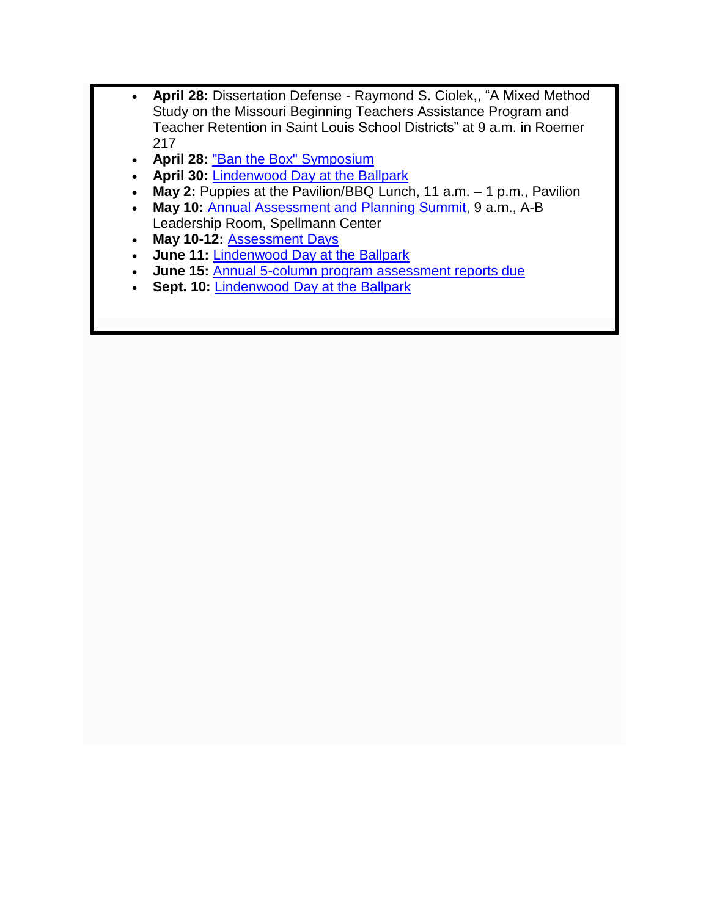- **April 28:** Dissertation Defense - Raymond S. Ciolek,, “A Mixed Method Study on the Missouri Beginning Teachers Assistance Program and Teacher Retention in Saint Louis School Districts” at 9 a.m. in Roemer 217
- **April 28:** "Ban the Box" Symposium
- **April 30:** Lindenwood Day at the Ballpark
- **May 2:** Puppies at the Pavilion/BBQ Lunch, 11 a.m. – 1 p.m., Pavilion
- **May 10:** Annual Assessment and Planning Summit, 9 a.m., A-B Leadership Room, Spellmann Center
- **May 10-12:** Assessment Days
- **June 11:** Lindenwood Day at the Ballpark
- **June 15:** Annual 5-column program assessment reports due
- **Sept. 10:** Lindenwood Day at the Ballpark